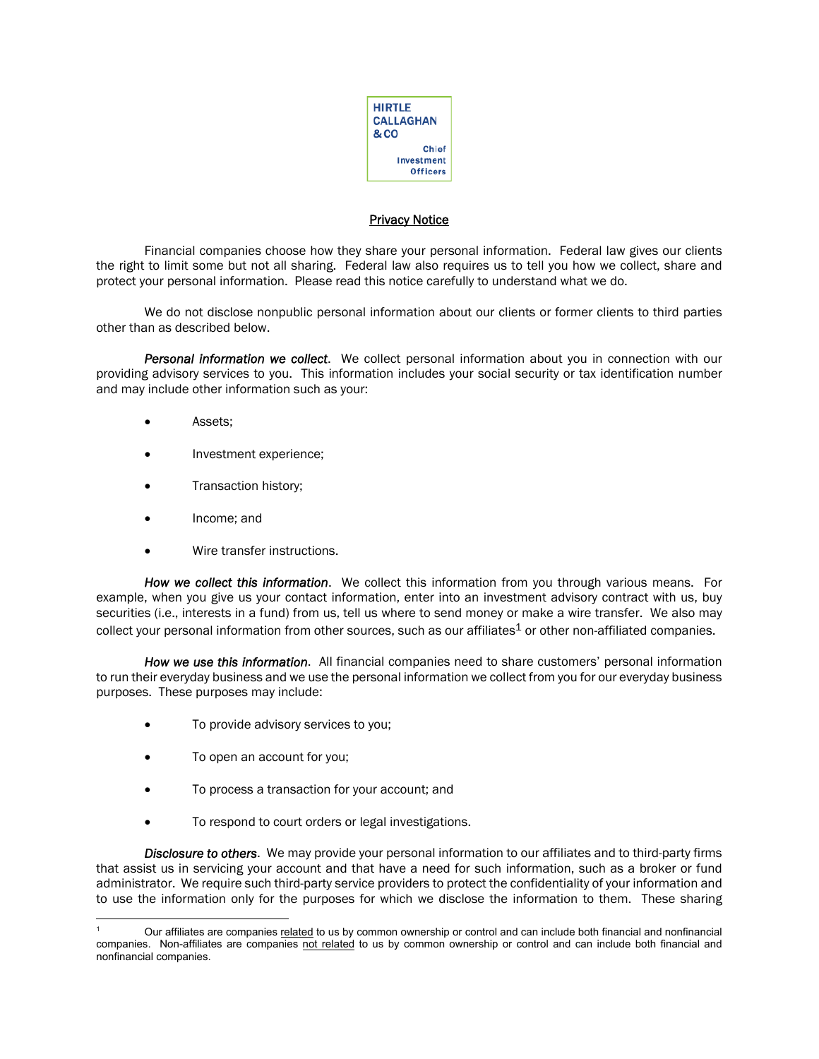HIRTLE CALLAGHAN & CO
Chief Investment Officers

# Privacy Notice

Financial companies choose how they share your personal information. Federal law gives our clients the right to limit some but not all sharing. Federal law also requires us to tell you how we collect, share and protect your personal information. Please read this notice carefully to understand what we do.

We do not disclose nonpublic personal information about our clients or former clients to third parties other than as described below.

***Personal information we collect***. We collect personal information about you in connection with our providing advisory services to you. This information includes your social security or tax identification number and may include other information such as your:

- Assets;
- Investment experience;
- Transaction history;
- Income; and
- Wire transfer instructions.

***How we collect this information***. We collect this information from you through various means. For example, when you give us your contact information, enter into an investment advisory contract with us, buy securities (i.e., interests in a fund) from us, tell us where to send money or make a wire transfer. We also may collect your personal information from other sources, such as our affiliates[1] or other non-affiliated companies.

***How we use this information***. All financial companies need to share customers' personal information to run their everyday business and we use the personal information we collect from you for our everyday business purposes. These purposes may include:

- To provide advisory services to you;
- To open an account for you;
- To process a transaction for your account; and
- To respond to court orders or legal investigations.

***Disclosure to others***. We may provide your personal information to our affiliates and to third-party firms that assist us in servicing your account and that have a need for such information, such as a broker or fund administrator. We require such third-party service providers to protect the confidentiality of your information and to use the information only for the purposes for which we disclose the information to them. These sharing

[1] Our affiliates are companies related to us by common ownership or control and can include both financial and nonfinancial companies. Non-affiliates are companies not related to us by common ownership or control and can include both financial and nonfinancial companies.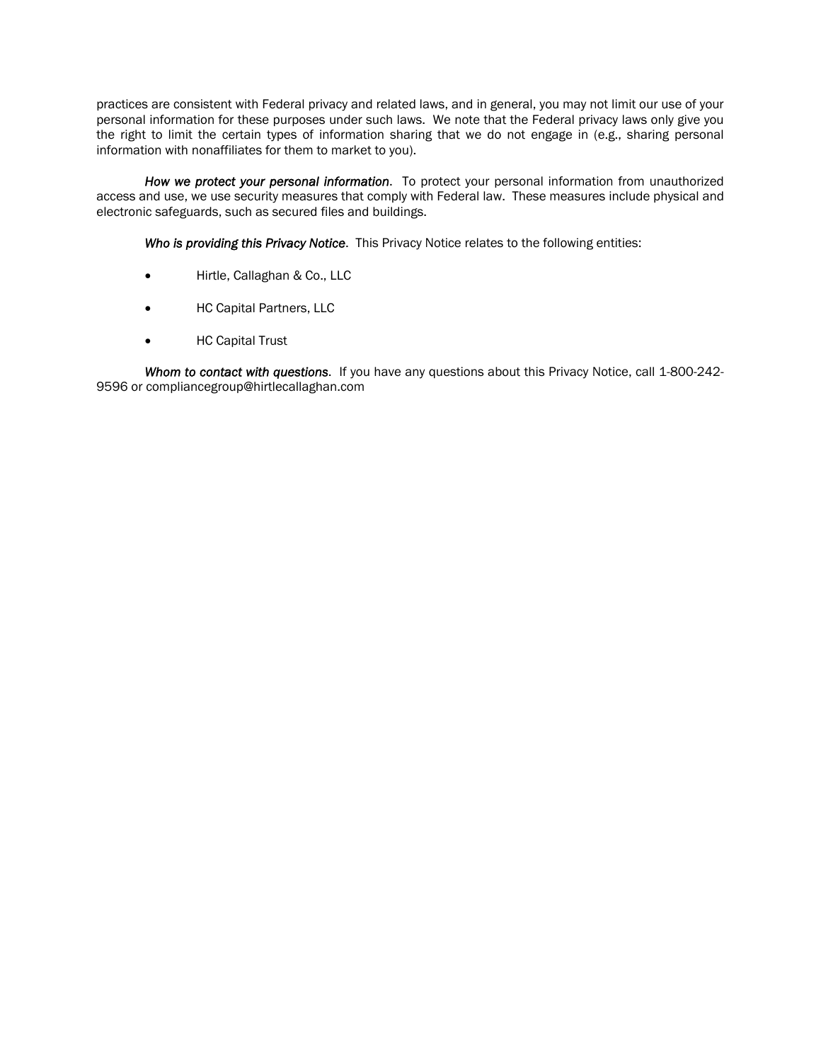practices are consistent with Federal privacy and related laws, and in general, you may not limit our use of your personal information for these purposes under such laws. We note that the Federal privacy laws only give you the right to limit the certain types of information sharing that we do not engage in (e.g., sharing personal information with nonaffiliates for them to market to you).

***How we protect your personal information***. To protect your personal information from unauthorized access and use, we use security measures that comply with Federal law. These measures include physical and electronic safeguards, such as secured files and buildings.

***Who is providing this Privacy Notice***. This Privacy Notice relates to the following entities:

- Hirtle, Callaghan & Co., LLC
- HC Capital Partners, LLC
- HC Capital Trust

***Whom to contact with questions***. If you have any questions about this Privacy Notice, call 1-800-242-9596 or compliancegroup@hirtlecallaghan.com